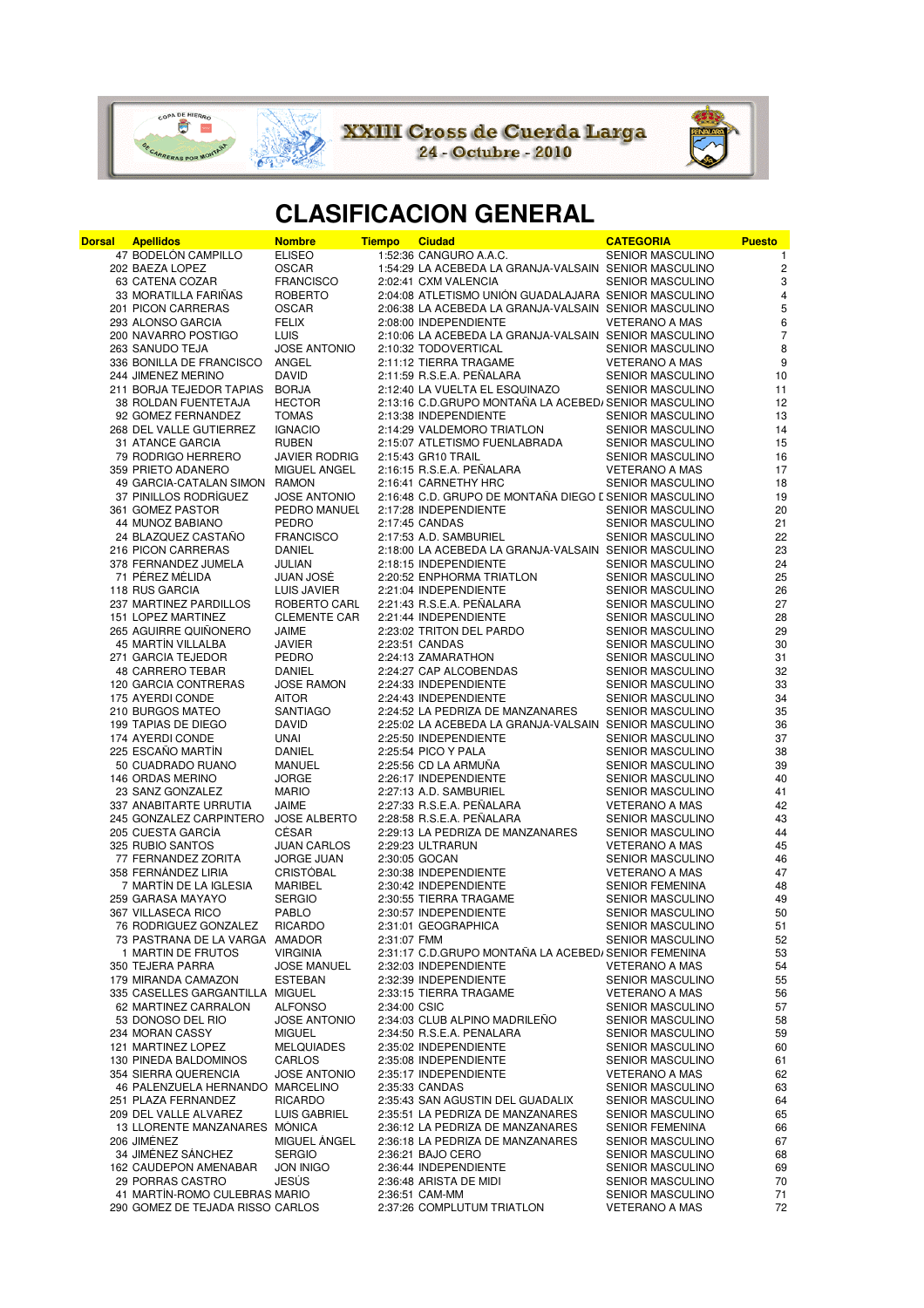# XXIII Cross de Cuerda Larga

24 - Octubre - 2010

## CLASIFICACION GENERAL

| Dorsal | Apellidos | Nombre | Tiempo | Ciudad | CATEGORIA | Puesto |
|---|---|---|---|---|---|---|
| 47 | BODELÓN CAMPILLO | ELISEO | 1:52:36 | CANGURO A.A.C. | SENIOR MASCULINO | 1 |
| 202 | BAEZA LOPEZ | OSCAR | 1:54:29 | LA ACEBEDA LA GRANJA-VALSAIN | SENIOR MASCULINO | 2 |
| 63 | CATENA COZAR | FRANCISCO | 2:02:41 | CXM VALENCIA | SENIOR MASCULINO | 3 |
| 33 | MORATILLA FARIÑAS | ROBERTO | 2:04:08 | ATLETISMO UNIÓN GUADALAJARA | SENIOR MASCULINO | 4 |
| 201 | PICON CARRERAS | OSCAR | 2:06:38 | LA ACEBEDA LA GRANJA-VALSAIN | SENIOR MASCULINO | 5 |
| 293 | ALONSO GARCIA | FELIX | 2:08:00 | INDEPENDIENTE | VETERANO A MAS | 6 |
| 200 | NAVARRO POSTIGO | LUIS | 2:10:06 | LA ACEBEDA LA GRANJA-VALSAIN | SENIOR MASCULINO | 7 |
| 263 | SANUDO TEJA | JOSE ANTONIO | 2:10:32 | TODOVERTICAL | SENIOR MASCULINO | 8 |
| 336 | BONILLA DE FRANCISCO | ANGEL | 2:11:12 | TIERRA TRAGAME | VETERANO A MAS | 9 |
| 244 | JIMENEZ MERINO | DAVID | 2:11:59 | R.S.E.A. PEÑALARA | SENIOR MASCULINO | 10 |
| 211 | BORJA TEJEDOR TAPIAS | BORJA | 2:12:40 | LA VUELTA EL ESQUINAZO | SENIOR MASCULINO | 11 |
| 38 | ROLDAN FUENTETAJA | HECTOR | 2:13:16 | C.D.GRUPO MONTAÑA LA ACEBED/ | SENIOR MASCULINO | 12 |
| 92 | GOMEZ FERNANDEZ | TOMAS | 2:13:38 | INDEPENDIENTE | SENIOR MASCULINO | 13 |
| 268 | DEL VALLE GUTIERREZ | IGNACIO | 2:14:29 | VALDEMORO TRIATLON | SENIOR MASCULINO | 14 |
| 31 | ATANCE GARCIA | RUBEN | 2:15:07 | ATLETISMO FUENLABRADA | SENIOR MASCULINO | 15 |
| 79 | RODRIGO HERRERO | JAVIER RODRIG | 2:15:43 | GR10 TRAIL | SENIOR MASCULINO | 16 |
| 359 | PRIETO ADANERO | MIGUEL ANGEL | 2:16:15 | R.S.E.A. PEÑALARA | VETERANO A MAS | 17 |
| 49 | GARCIA-CATALAN SIMON | RAMON | 2:16:41 | CARNETHY HRC | SENIOR MASCULINO | 18 |
| 37 | PINILLOS RODRÍGUEZ | JOSE ANTONIO | 2:16:48 | C.D. GRUPO DE MONTAÑA DIEGO L | SENIOR MASCULINO | 19 |
| 361 | GOMEZ PASTOR | PEDRO MANUEL | 2:17:28 | INDEPENDIENTE | SENIOR MASCULINO | 20 |
| 44 | MUNOZ BABIANO | PEDRO | 2:17:45 | CANDAS | SENIOR MASCULINO | 21 |
| 24 | BLAZQUEZ CASTAÑO | FRANCISCO | 2:17:53 | A.D. SAMBURIEL | SENIOR MASCULINO | 22 |
| 216 | PICON CARRERAS | DANIEL | 2:18:00 | LA ACEBEDA LA GRANJA-VALSAIN | SENIOR MASCULINO | 23 |
| 378 | FERNANDEZ JUMELA | JULIAN | 2:18:15 | INDEPENDIENTE | SENIOR MASCULINO | 24 |
| 71 | PÉREZ MÉLIDA | JUAN JOSÉ | 2:20:52 | ENPHORMA TRIATLON | SENIOR MASCULINO | 25 |
| 118 | RUS GARCIA | LUIS JAVIER | 2:21:04 | INDEPENDIENTE | SENIOR MASCULINO | 26 |
| 237 | MARTINEZ PARDILLOS | ROBERTO CARL | 2:21:43 | R.S.E.A. PEÑALARA | SENIOR MASCULINO | 27 |
| 151 | LOPEZ MARTINEZ | CLEMENTE CAR | 2:21:44 | INDEPENDIENTE | SENIOR MASCULINO | 28 |
| 265 | AGUIRRE QUIÑONERO | JAIME | 2:23:02 | TRITON DEL PARDO | SENIOR MASCULINO | 29 |
| 45 | MARTÍN VILLALBA | JAVIER | 2:23:51 | CANDAS | SENIOR MASCULINO | 30 |
| 271 | GARCIA TEJEDOR | PEDRO | 2:24:13 | ZAMARATHON | SENIOR MASCULINO | 31 |
| 48 | CARRERO TEBAR | DANIEL | 2:24:27 | CAP ALCOBENDAS | SENIOR MASCULINO | 32 |
| 120 | GARCIA CONTRERAS | JOSE RAMON | 2:24:33 | INDEPENDIENTE | SENIOR MASCULINO | 33 |
| 175 | AYERDI CONDE | AITOR | 2:24:43 | INDEPENDIENTE | SENIOR MASCULINO | 34 |
| 210 | BURGOS MATEO | SANTIAGO | 2:24:52 | LA PEDRIZA DE MANZANARES | SENIOR MASCULINO | 35 |
| 199 | TAPIAS DE DIEGO | DAVID | 2:25:02 | LA ACEBEDA LA GRANJA-VALSAIN | SENIOR MASCULINO | 36 |
| 174 | AYERDI CONDE | UNAI | 2:25:50 | INDEPENDIENTE | SENIOR MASCULINO | 37 |
| 225 | ESCAÑO MARTÍN | DANIEL | 2:25:54 | PICO Y PALA | SENIOR MASCULINO | 38 |
| 50 | CUADRADO RUANO | MANUEL | 2:25:56 | CD LA ARMUÑA | SENIOR MASCULINO | 39 |
| 146 | ORDAS MERINO | JORGE | 2:26:17 | INDEPENDIENTE | SENIOR MASCULINO | 40 |
| 23 | SANZ GONZALEZ | MARIO | 2:27:13 | A.D. SAMBURIEL | SENIOR MASCULINO | 41 |
| 337 | ANABITARTE URRUTIA | JAIME | 2:27:33 | R.S.E.A. PEÑALARA | VETERANO A MAS | 42 |
| 245 | GONZALEZ CARPINTERO | JOSE ALBERTO | 2:28:58 | R.S.E.A. PEÑALARA | SENIOR MASCULINO | 43 |
| 205 | CUESTA GARCÍA | CÉSAR | 2:29:13 | LA PEDRIZA DE MANZANARES | SENIOR MASCULINO | 44 |
| 325 | RUBIO SANTOS | JUAN CARLOS | 2:29:23 | ULTRARUN | VETERANO A MAS | 45 |
| 77 | FERNANDEZ ZORITA | JORGE JUAN | 2:30:05 | GOCAN | SENIOR MASCULINO | 46 |
| 358 | FERNÁNDEZ LIRIA | CRISTÓBAL | 2:30:38 | INDEPENDIENTE | VETERANO A MAS | 47 |
| 7 | MARTÍN DE LA IGLESIA | MARIBEL | 2:30:42 | INDEPENDIENTE | SENIOR FEMENINA | 48 |
| 259 | GARASA MAYAYO | SERGIO | 2:30:55 | TIERRA TRAGAME | SENIOR MASCULINO | 49 |
| 367 | VILLASECA RICO | PABLO | 2:30:57 | INDEPENDIENTE | SENIOR MASCULINO | 50 |
| 76 | RODRIGUEZ GONZALEZ | RICARDO | 2:31:01 | GEOGRAPHICA | SENIOR MASCULINO | 51 |
| 73 | PASTRANA DE LA VARGA | AMADOR | 2:31:07 | FMM | SENIOR MASCULINO | 52 |
| 1 | MARTIN DE FRUTOS | VIRGINIA | 2:31:17 | C.D.GRUPO MONTAÑA LA ACEBED/ | SENIOR FEMENINA | 53 |
| 350 | TEJERA PARRA | JOSE MANUEL | 2:32:03 | INDEPENDIENTE | VETERANO A MAS | 54 |
| 179 | MIRANDA CAMAZON | ESTEBAN | 2:32:39 | INDEPENDIENTE | SENIOR MASCULINO | 55 |
| 335 | CASELLES GARGANTILLA | MIGUEL | 2:33:15 | TIERRA TRAGAME | VETERANO A MAS | 56 |
| 62 | MARTINEZ CARRALON | ALFONSO | 2:34:00 | CSIC | SENIOR MASCULINO | 57 |
| 53 | DONOSO DEL RIO | JOSE ANTONIO | 2:34:03 | CLUB ALPINO MADRILEÑO | SENIOR MASCULINO | 58 |
| 234 | MORAN CASSY | MIGUEL | 2:34:50 | R.S.E.A. PENALARA | SENIOR MASCULINO | 59 |
| 121 | MARTINEZ LOPEZ | MELQUIADES | 2:35:02 | INDEPENDIENTE | SENIOR MASCULINO | 60 |
| 130 | PINEDA BALDOMINOS | CARLOS | 2:35:08 | INDEPENDIENTE | SENIOR MASCULINO | 61 |
| 354 | SIERRA QUERENCIA | JOSE ANTONIO | 2:35:17 | INDEPENDIENTE | VETERANO A MAS | 62 |
| 46 | PALENZUELA HERNANDO | MARCELINO | 2:35:33 | CANDAS | SENIOR MASCULINO | 63 |
| 251 | PLAZA FERNANDEZ | RICARDO | 2:35:43 | SAN AGUSTIN DEL GUADALIX | SENIOR MASCULINO | 64 |
| 209 | DEL VALLE ALVAREZ | LUIS GABRIEL | 2:35:51 | LA PEDRIZA DE MANZANARES | SENIOR MASCULINO | 65 |
| 13 | LLORENTE MANZANARES | MÓNICA | 2:36:12 | LA PEDRIZA DE MANZANARES | SENIOR FEMENINA | 66 |
| 206 | JIMÉNEZ | MIGUEL ÁNGEL | 2:36:18 | LA PEDRIZA DE MANZANARES | SENIOR MASCULINO | 67 |
| 34 | JIMÉNEZ SÁNCHEZ | SERGIO | 2:36:21 | BAJO CERO | SENIOR MASCULINO | 68 |
| 162 | CAUDEPON AMENABAR | JON INIGO | 2:36:44 | INDEPENDIENTE | SENIOR MASCULINO | 69 |
| 29 | PORRAS CASTRO | JESÚS | 2:36:48 | ARISTA DE MIDI | SENIOR MASCULINO | 70 |
| 41 | MARTÍN-ROMO CULEBRAS | MARIO | 2:36:51 | CAM-MM | SENIOR MASCULINO | 71 |
| 290 | GOMEZ DE TEJADA RISSO | CARLOS | 2:37:26 | COMPLUTUM TRIATLON | VETERANO A MAS | 72 |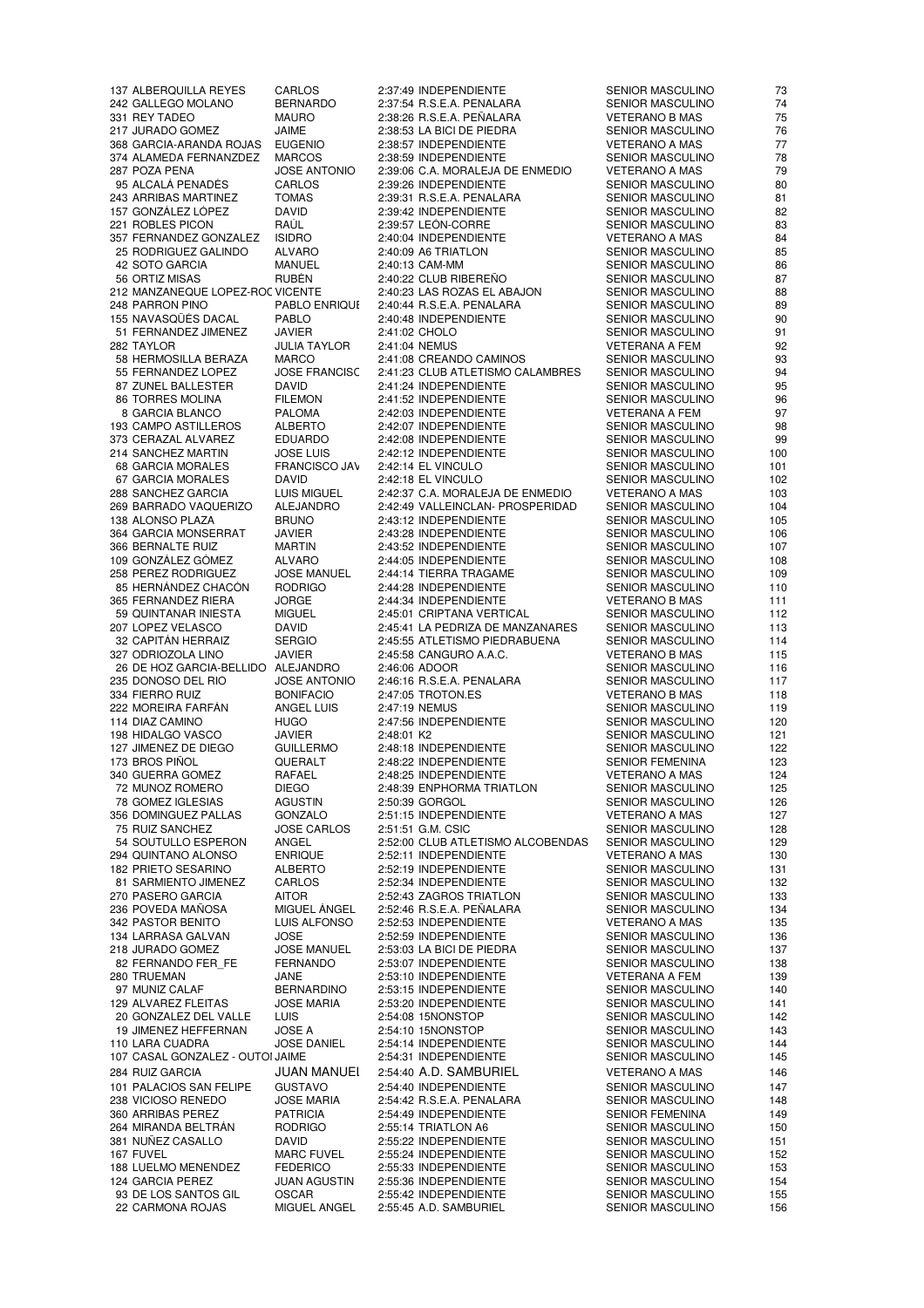| | | | | | | |
|---|---|---|---|---|---|---|
| 137 | ALBERQUILLA REYES | CARLOS | 2:37:49 | INDEPENDIENTE | SENIOR MASCULINO | 73 |
| 242 | GALLEGO MOLANO | BERNARDO | 2:37:54 | R.S.E.A. PENALARA | SENIOR MASCULINO | 74 |
| 331 | REY TADEO | MAURO | 2:38:26 | R.S.E.A. PEÑALARA | VETERANO B MAS | 75 |
| 217 | JURADO GOMEZ | JAIME | 2:38:53 | LA BICI DE PIEDRA | SENIOR MASCULINO | 76 |
| 368 | GARCIA-ARANDA ROJAS | EUGENIO | 2:38:57 | INDEPENDIENTE | VETERANO A MAS | 77 |
| 374 | ALAMEDA FERNANZDEZ | MARCOS | 2:38:59 | INDEPENDIENTE | SENIOR MASCULINO | 78 |
| 287 | POZA PENA | JOSE ANTONIO | 2:39:06 | C.A. MORALEJA DE ENMEDIO | VETERANO A MAS | 79 |
| 95 | ALCALÁ PENADÉS | CARLOS | 2:39:26 | INDEPENDIENTE | SENIOR MASCULINO | 80 |
| 243 | ARRIBAS MARTINEZ | TOMAS | 2:39:31 | R.S.E.A. PENALARA | SENIOR MASCULINO | 81 |
| 157 | GONZÁLEZ LÓPEZ | DAVID | 2:39:42 | INDEPENDIENTE | SENIOR MASCULINO | 82 |
| 221 | ROBLES PICON | RAÚL | 2:39:57 | LEÓN-CORRE | SENIOR MASCULINO | 83 |
| 357 | FERNANDEZ GONZALEZ | ISIDRO | 2:40:04 | INDEPENDIENTE | VETERANO A MAS | 84 |
| 25 | RODRIGUEZ GALINDO | ALVARO | 2:40:09 | A6 TRIATLON | SENIOR MASCULINO | 85 |
| 42 | SOTO GARCIA | MANUEL | 2:40:13 | CAM-MM | SENIOR MASCULINO | 86 |
| 56 | ORTIZ MISAS | RUBÉN | 2:40:22 | CLUB RIBEREÑO | SENIOR MASCULINO | 87 |
| 212 | MANZANEQUE LOPEZ-ROC | VICENTE | 2:40:23 | LAS ROZAS EL ABAJON | SENIOR MASCULINO | 88 |
| 248 | PARRON PINO | PABLO ENRIQUE | 2:40:44 | R.S.E.A. PENALARA | SENIOR MASCULINO | 89 |
| 155 | NAVASQÜÉS DACAL | PABLO | 2:40:48 | INDEPENDIENTE | SENIOR MASCULINO | 90 |
| 51 | FERNANDEZ JIMENEZ | JAVIER | 2:41:02 | CHOLO | SENIOR MASCULINO | 91 |
| 282 | TAYLOR | JULIA TAYLOR | 2:41:04 | NEMUS | VETERANA A FEM | 92 |
| 58 | HERMOSILLA BERAZA | MARCO | 2:41:08 | CREANDO CAMINOS | SENIOR MASCULINO | 93 |
| 55 | FERNANDEZ LOPEZ | JOSE FRANCISC | 2:41:23 | CLUB ATLETISMO CALAMBRES | SENIOR MASCULINO | 94 |
| 87 | ZUNEL BALLESTER | DAVID | 2:41:24 | INDEPENDIENTE | SENIOR MASCULINO | 95 |
| 86 | TORRES MOLINA | FILEMON | 2:41:52 | INDEPENDIENTE | SENIOR MASCULINO | 96 |
| 8 | GARCIA BLANCO | PALOMA | 2:42:03 | INDEPENDIENTE | VETERANA A FEM | 97 |
| 193 | CAMPO ASTILLEROS | ALBERTO | 2:42:07 | INDEPENDIENTE | SENIOR MASCULINO | 98 |
| 373 | CERAZAL ALVAREZ | EDUARDO | 2:42:08 | INDEPENDIENTE | SENIOR MASCULINO | 99 |
| 214 | SANCHEZ MARTIN | JOSE LUIS | 2:42:12 | INDEPENDIENTE | SENIOR MASCULINO | 100 |
| 68 | GARCIA MORALES | FRANCISCO JAV | 2:42:14 | EL VINCULO | SENIOR MASCULINO | 101 |
| 67 | GARCIA MORALES | DAVID | 2:42:18 | EL VINCULO | SENIOR MASCULINO | 102 |
| 288 | SANCHEZ GARCIA | LUIS MIGUEL | 2:42:37 | C.A. MORALEJA DE ENMEDIO | VETERANO A MAS | 103 |
| 269 | BARRADO VAQUERIZO | ALEJANDRO | 2:42:49 | VALLEINCLAN- PROSPERIDAD | SENIOR MASCULINO | 104 |
| 138 | ALONSO PLAZA | BRUNO | 2:43:12 | INDEPENDIENTE | SENIOR MASCULINO | 105 |
| 364 | GARCIA MONSERRAT | JAVIER | 2:43:28 | INDEPENDIENTE | SENIOR MASCULINO | 106 |
| 366 | BERNALTE RUIZ | MARTIN | 2:43:52 | INDEPENDIENTE | SENIOR MASCULINO | 107 |
| 109 | GONZÁLEZ GÓMEZ | ALVARO | 2:44:05 | INDEPENDIENTE | SENIOR MASCULINO | 108 |
| 258 | PEREZ RODRIGUEZ | JOSE MANUEL | 2:44:14 | TIERRA TRAGAME | SENIOR MASCULINO | 109 |
| 85 | HERNÁNDEZ CHACÓN | RODRIGO | 2:44:28 | INDEPENDIENTE | SENIOR MASCULINO | 110 |
| 365 | FERNANDEZ RIERA | JORGE | 2:44:34 | INDEPENDIENTE | VETERANO B MAS | 111 |
| 59 | QUINTANAR INIESTA | MIGUEL | 2:45:01 | CRIPTANA VERTICAL | SENIOR MASCULINO | 112 |
| 207 | LOPEZ VELASCO | DAVID | 2:45:41 | LA PEDRIZA DE MANZANARES | SENIOR MASCULINO | 113 |
| 32 | CAPITÁN HERRAIZ | SERGIO | 2:45:55 | ATLETISMO PIEDRABUENA | SENIOR MASCULINO | 114 |
| 327 | ODRIOZOLA LINO | JAVIER | 2:45:58 | CANGURO A.A.C. | VETERANO B MAS | 115 |
| 26 | DE HOZ GARCIA-BELLIDO | ALEJANDRO | 2:46:06 | ADOOR | SENIOR MASCULINO | 116 |
| 235 | DONOSO DEL RIO | JOSE ANTONIO | 2:46:16 | R.S.E.A. PENALARA | SENIOR MASCULINO | 117 |
| 334 | FIERRO RUIZ | BONIFACIO | 2:47:05 | TROTON.ES | VETERANO B MAS | 118 |
| 222 | MOREIRA FARFÁN | ANGEL LUIS | 2:47:19 | NEMUS | SENIOR MASCULINO | 119 |
| 114 | DIAZ CAMINO | HUGO | 2:47:56 | INDEPENDIENTE | SENIOR MASCULINO | 120 |
| 198 | HIDALGO VASCO | JAVIER | 2:48:01 | K2 | SENIOR MASCULINO | 121 |
| 127 | JIMENEZ DE DIEGO | GUILLERMO | 2:48:18 | INDEPENDIENTE | SENIOR MASCULINO | 122 |
| 173 | BROS PIÑOL | QUERALT | 2:48:22 | INDEPENDIENTE | SENIOR FEMENINA | 123 |
| 340 | GUERRA GOMEZ | RAFAEL | 2:48:25 | INDEPENDIENTE | VETERANO A MAS | 124 |
| 72 | MUNOZ ROMERO | DIEGO | 2:48:39 | ENPHORMA TRIATLON | SENIOR MASCULINO | 125 |
| 78 | GOMEZ IGLESIAS | AGUSTIN | 2:50:39 | GORGOL | SENIOR MASCULINO | 126 |
| 356 | DOMINGUEZ PALLAS | GONZALO | 2:51:15 | INDEPENDIENTE | VETERANO A MAS | 127 |
| 75 | RUIZ SANCHEZ | JOSE CARLOS | 2:51:51 | G.M. CSIC | SENIOR MASCULINO | 128 |
| 54 | SOUTULLO ESPERON | ANGEL | 2:52:00 | CLUB ATLETISMO ALCOBENDAS | SENIOR MASCULINO | 129 |
| 294 | QUINTANO ALONSO | ENRIQUE | 2:52:11 | INDEPENDIENTE | VETERANO A MAS | 130 |
| 182 | PRIETO SESARINO | ALBERTO | 2:52:19 | INDEPENDIENTE | SENIOR MASCULINO | 131 |
| 81 | SARMIENTO JIMENEZ | CARLOS | 2:52:34 | INDEPENDIENTE | SENIOR MASCULINO | 132 |
| 270 | PASERO GARCIA | AITOR | 2:52:43 | ZAGROS TRIATLON | SENIOR MASCULINO | 133 |
| 236 | POVEDA MAÑOSA | MIGUEL ÁNGEL | 2:52:46 | R.S.E.A. PEÑALARA | SENIOR MASCULINO | 134 |
| 342 | PASTOR BENITO | LUIS ALFONSO | 2:52:53 | INDEPENDIENTE | VETERANO A MAS | 135 |
| 134 | LARRASA GALVAN | JOSE | 2:52:59 | INDEPENDIENTE | SENIOR MASCULINO | 136 |
| 218 | JURADO GOMEZ | JOSE MANUEL | 2:53:03 | LA BICI DE PIEDRA | SENIOR MASCULINO | 137 |
| 82 | FERNANDO FER_FE | FERNANDO | 2:53:07 | INDEPENDIENTE | SENIOR MASCULINO | 138 |
| 280 | TRUEMAN | JANE | 2:53:10 | INDEPENDIENTE | VETERANA A FEM | 139 |
| 97 | MUNIZ CALAF | BERNARDINO | 2:53:15 | INDEPENDIENTE | SENIOR MASCULINO | 140 |
| 129 | ALVAREZ FLEITAS | JOSE MARIA | 2:53:20 | INDEPENDIENTE | SENIOR MASCULINO | 141 |
| 20 | GONZALEZ DEL VALLE | LUIS | 2:54:08 | 15NONSTOP | SENIOR MASCULINO | 142 |
| 19 | JIMENEZ HEFFERNAN | JOSE A | 2:54:10 | 15NONSTOP | SENIOR MASCULINO | 143 |
| 110 | LARA CUADRA | JOSE DANIEL | 2:54:14 | INDEPENDIENTE | SENIOR MASCULINO | 144 |
| 107 | CASAL GONZALEZ - OUTOI | JAIME | 2:54:31 | INDEPENDIENTE | SENIOR MASCULINO | 145 |
| 284 | RUIZ GARCIA | JUAN MANUEL | 2:54:40 | A.D. SAMBURIEL | VETERANO A MAS | 146 |
| 101 | PALACIOS SAN FELIPE | GUSTAVO | 2:54:40 | INDEPENDIENTE | SENIOR MASCULINO | 147 |
| 238 | VICIOSO RENEDO | JOSE MARIA | 2:54:42 | R.S.E.A. PENALARA | SENIOR MASCULINO | 148 |
| 360 | ARRIBAS PEREZ | PATRICIA | 2:54:49 | INDEPENDIENTE | SENIOR FEMENINA | 149 |
| 264 | MIRANDA BELTRÁN | RODRIGO | 2:55:14 | TRIATLON A6 | SENIOR MASCULINO | 150 |
| 381 | NUÑEZ CASALLO | DAVID | 2:55:22 | INDEPENDIENTE | SENIOR MASCULINO | 151 |
| 167 | FUVEL | MARC FUVEL | 2:55:24 | INDEPENDIENTE | SENIOR MASCULINO | 152 |
| 188 | LUELMO MENENDEZ | FEDERICO | 2:55:33 | INDEPENDIENTE | SENIOR MASCULINO | 153 |
| 124 | GARCIA PEREZ | JUAN AGUSTIN | 2:55:36 | INDEPENDIENTE | SENIOR MASCULINO | 154 |
| 93 | DE LOS SANTOS GIL | OSCAR | 2:55:42 | INDEPENDIENTE | SENIOR MASCULINO | 155 |
| 22 | CARMONA ROJAS | MIGUEL ANGEL | 2:55:45 | A.D. SAMBURIEL | SENIOR MASCULINO | 156 |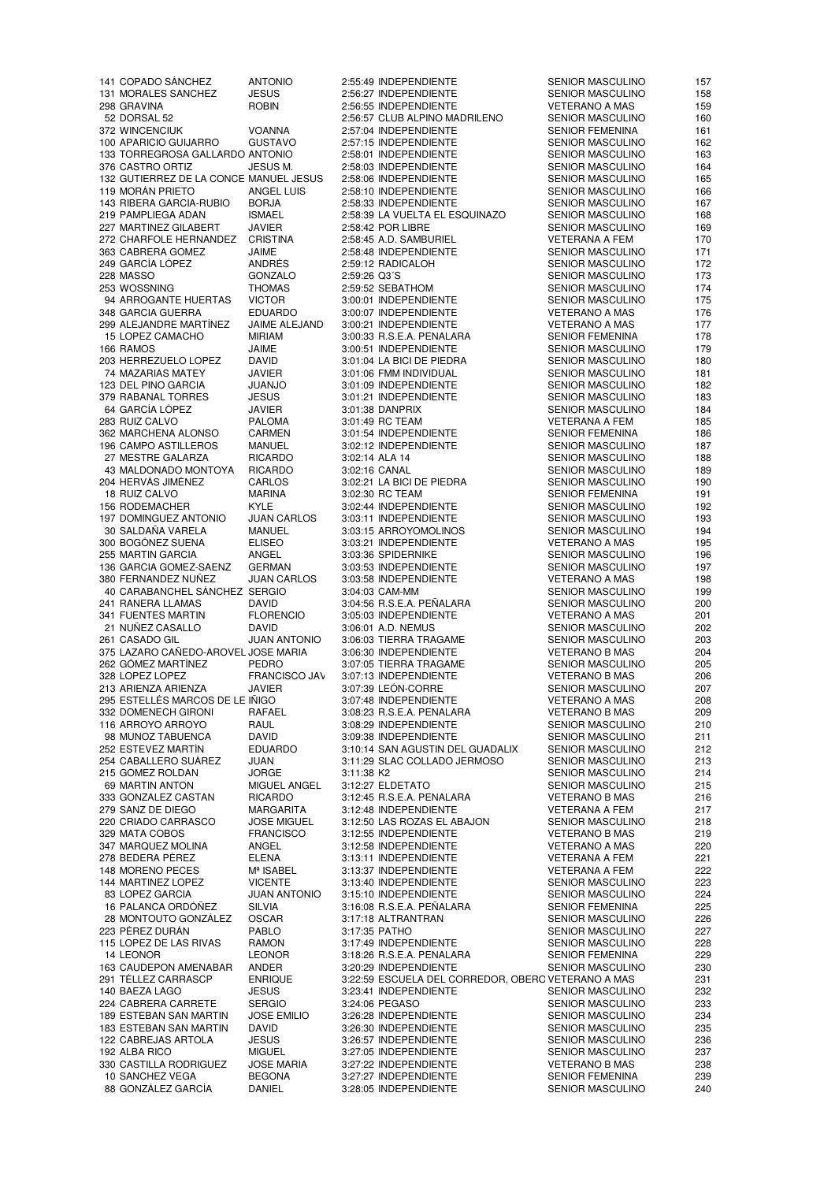| Dorsal | Apellidos | Nombre | Tiempo | Club | Categoría | Puesto |
|---|---|---|---|---|---|---|
| 141 | COPADO SÁNCHEZ | ANTONIO | 2:55:49 | INDEPENDIENTE | SENIOR MASCULINO | 157 |
| 131 | MORALES SANCHEZ | JESUS | 2:56:27 | INDEPENDIENTE | SENIOR MASCULINO | 158 |
| 298 | GRAVINA | ROBIN | 2:56:55 | INDEPENDIENTE | VETERANO A MAS | 159 |
| 52 | DORSAL 52 | | 2:56:57 | CLUB ALPINO MADRILENO | SENIOR MASCULINO | 160 |
| 372 | WINCENCIUK | VOANNA | 2:57:04 | INDEPENDIENTE | SENIOR FEMENINA | 161 |
| 100 | APARICIO GUIJARRO | GUSTAVO | 2:57:15 | INDEPENDIENTE | SENIOR MASCULINO | 162 |
| 133 | TORREGROSA GALLARDO | ANTONIO | 2:58:01 | INDEPENDIENTE | SENIOR MASCULINO | 163 |
| 376 | CASTRO ORTIZ | JESUS M. | 2:58:03 | INDEPENDIENTE | SENIOR MASCULINO | 164 |
| 132 | GUTIERREZ DE LA CONCE | MANUEL JESUS | 2:58:06 | INDEPENDIENTE | SENIOR MASCULINO | 165 |
| 119 | MORÁN PRIETO | ANGEL LUIS | 2:58:10 | INDEPENDIENTE | SENIOR MASCULINO | 166 |
| 143 | RIBERA GARCIA-RUBIO | BORJA | 2:58:33 | INDEPENDIENTE | SENIOR MASCULINO | 167 |
| 219 | PAMPLIEGA ADAN | ISMAEL | 2:58:39 | LA VUELTA EL ESQUINAZO | SENIOR MASCULINO | 168 |
| 227 | MARTINEZ GILABERT | JAVIER | 2:58:42 | POR LIBRE | SENIOR MASCULINO | 169 |
| 272 | CHARFOLE HERNANDEZ | CRISTINA | 2:58:45 | A.D. SAMBURIEL | VETERANA A FEM | 170 |
| 363 | CABRERA GOMEZ | JAIME | 2:58:48 | INDEPENDIENTE | SENIOR MASCULINO | 171 |
| 249 | GARCÍA LÓPEZ | ANDRÉS | 2:59:12 | RADICALOH | SENIOR MASCULINO | 172 |
| 228 | MASSO | GONZALO | 2:59:26 | Q3´S | SENIOR MASCULINO | 173 |
| 253 | WOSSNING | THOMAS | 2:59:52 | SEBATHOM | SENIOR MASCULINO | 174 |
| 94 | ARROGANTE HUERTAS | VICTOR | 3:00:01 | INDEPENDIENTE | SENIOR MASCULINO | 175 |
| 348 | GARCIA GUERRA | EDUARDO | 3:00:07 | INDEPENDIENTE | VETERANO A MAS | 176 |
| 299 | ALEJANDRE MARTÍNEZ | JAIME ALEJAND | 3:00:21 | INDEPENDIENTE | VETERANO A MAS | 177 |
| 15 | LOPEZ CAMACHO | MIRIAM | 3:00:33 | R.S.E.A. PENALARA | SENIOR FEMENINA | 178 |
| 166 | RAMOS | JAIME | 3:00:51 | INDEPENDIENTE | SENIOR MASCULINO | 179 |
| 203 | HERREZUELO LOPEZ | DAVID | 3:01:04 | LA BICI DE PIEDRA | SENIOR MASCULINO | 180 |
| 74 | MAZARIAS MATEY | JAVIER | 3:01:06 | FMM INDIVIDUAL | SENIOR MASCULINO | 181 |
| 123 | DEL PINO GARCIA | JUANJO | 3:01:09 | INDEPENDIENTE | SENIOR MASCULINO | 182 |
| 379 | RABANAL TORRES | JESUS | 3:01:21 | INDEPENDIENTE | SENIOR MASCULINO | 183 |
| 64 | GARCÍA LÓPEZ | JAVIER | 3:01:38 | DANPRIX | SENIOR MASCULINO | 184 |
| 283 | RUIZ CALVO | PALOMA | 3:01:49 | RC TEAM | VETERANA A FEM | 185 |
| 362 | MARCHENA ALONSO | CARMEN | 3:01:54 | INDEPENDIENTE | SENIOR FEMENINA | 186 |
| 196 | CAMPO ASTILLEROS | MANUEL | 3:02:12 | INDEPENDIENTE | SENIOR MASCULINO | 187 |
| 27 | MESTRE GALARZA | RICARDO | 3:02:14 | ALA 14 | SENIOR MASCULINO | 188 |
| 43 | MALDONADO MONTOYA | RICARDO | 3:02:16 | CANAL | SENIOR MASCULINO | 189 |
| 204 | HERVÁS JIMÉNEZ | CARLOS | 3:02:21 | LA BICI DE PIEDRA | SENIOR MASCULINO | 190 |
| 18 | RUIZ CALVO | MARINA | 3:02:30 | RC TEAM | SENIOR FEMENINA | 191 |
| 156 | RODEMACHER | KYLE | 3:02:44 | INDEPENDIENTE | SENIOR MASCULINO | 192 |
| 197 | DOMINGUEZ ANTONIO | JUAN CARLOS | 3:03:11 | INDEPENDIENTE | SENIOR MASCULINO | 193 |
| 30 | SALDAÑA VARELA | MANUEL | 3:03:15 | ARROYOMOLINOS | SENIOR MASCULINO | 194 |
| 300 | BOGÓNEZ SUENA | ELISEO | 3:03:21 | INDEPENDIENTE | VETERANO A MAS | 195 |
| 255 | MARTIN GARCIA | ANGEL | 3:03:36 | SPIDERNIKE | SENIOR MASCULINO | 196 |
| 136 | GARCIA GOMEZ-SAENZ | GERMAN | 3:03:53 | INDEPENDIENTE | SENIOR MASCULINO | 197 |
| 380 | FERNANDEZ NUÑEZ | JUAN CARLOS | 3:03:58 | INDEPENDIENTE | VETERANO A MAS | 198 |
| 40 | CARABANCHEL SÁNCHEZ | SERGIO | 3:04:03 | CAM-MM | SENIOR MASCULINO | 199 |
| 241 | RANERA LLAMAS | DAVID | 3:04:56 | R.S.E.A. PEÑALARA | SENIOR MASCULINO | 200 |
| 341 | FUENTES MARTIN | FLORENCIO | 3:05:03 | INDEPENDIENTE | VETERANO A MAS | 201 |
| 21 | NUÑEZ CASALLO | DAVID | 3:06:01 | A.D. NEMUS | SENIOR MASCULINO | 202 |
| 261 | CASADO GIL | JUAN ANTONIO | 3:06:03 | TIERRA TRAGAME | SENIOR MASCULINO | 203 |
| 375 | LAZARO CAÑEDO-AROVEL | JOSE MARIA | 3:06:30 | INDEPENDIENTE | VETERANO B MAS | 204 |
| 262 | GÓMEZ MARTÍNEZ | PEDRO | 3:07:05 | TIERRA TRAGAME | SENIOR MASCULINO | 205 |
| 328 | LOPEZ LOPEZ | FRANCISCO JAV | 3:07:13 | INDEPENDIENTE | VETERANO B MAS | 206 |
| 213 | ARIENZA ARIENZA | JAVIER | 3:07:39 | LEÓN-CORRE | SENIOR MASCULINO | 207 |
| 295 | ESTELLÉS MARCOS DE LE | IÑIGO | 3:07:48 | INDEPENDIENTE | VETERANO A MAS | 208 |
| 332 | DOMENECH GIRONI | RAFAEL | 3:08:23 | R.S.E.A. PENALARA | VETERANO B MAS | 209 |
| 116 | ARROYO ARROYO | RAUL | 3:08:29 | INDEPENDIENTE | SENIOR MASCULINO | 210 |
| 98 | MUNOZ TABUENCA | DAVID | 3:09:38 | INDEPENDIENTE | SENIOR MASCULINO | 211 |
| 252 | ESTEVEZ MARTÍN | EDUARDO | 3:10:14 | SAN AGUSTIN DEL GUADALIX | SENIOR MASCULINO | 212 |
| 254 | CABALLERO SUÁREZ | JUAN | 3:11:29 | SLAC COLLADO JERMOSO | SENIOR MASCULINO | 213 |
| 215 | GOMEZ ROLDAN | JORGE | 3:11:38 | K2 | SENIOR MASCULINO | 214 |
| 69 | MARTIN ANTON | MIGUEL ANGEL | 3:12:27 | ELDETATO | SENIOR MASCULINO | 215 |
| 333 | GONZALEZ CASTAN | RICARDO | 3:12:45 | R.S.E.A. PENALARA | VETERANO B MAS | 216 |
| 279 | SANZ DE DIEGO | MARGARITA | 3:12:48 | INDEPENDIENTE | VETERANA A FEM | 217 |
| 220 | CRIADO CARRASCO | JOSE MIGUEL | 3:12:50 | LAS ROZAS EL ABAJON | SENIOR MASCULINO | 218 |
| 329 | MATA COBOS | FRANCISCO | 3:12:55 | INDEPENDIENTE | VETERANO B MAS | 219 |
| 347 | MARQUEZ MOLINA | ANGEL | 3:12:58 | INDEPENDIENTE | VETERANO A MAS | 220 |
| 278 | BEDERA PÉREZ | ELENA | 3:13:11 | INDEPENDIENTE | VETERANA A FEM | 221 |
| 148 | MORENO PECES | Mª ISABEL | 3:13:37 | INDEPENDIENTE | VETERANA A FEM | 222 |
| 144 | MARTINEZ LOPEZ | VICENTE | 3:13:40 | INDEPENDIENTE | SENIOR MASCULINO | 223 |
| 83 | LOPEZ GARCIA | JUAN ANTONIO | 3:15:10 | INDEPENDIENTE | SENIOR MASCULINO | 224 |
| 16 | PALANCA ORDÓÑEZ | SILVIA | 3:16:08 | R.S.E.A. PEÑALARA | SENIOR FEMENINA | 225 |
| 28 | MONTOUTO GONZÁLEZ | OSCAR | 3:17:18 | ALTRANTRAN | SENIOR MASCULINO | 226 |
| 223 | PÉREZ DURÁN | PABLO | 3:17:35 | PATHO | SENIOR MASCULINO | 227 |
| 115 | LOPEZ DE LAS RIVAS | RAMON | 3:17:49 | INDEPENDIENTE | SENIOR MASCULINO | 228 |
| 14 | LEONOR | LEONOR | 3:18:26 | R.S.E.A. PENALARA | SENIOR FEMENINA | 229 |
| 163 | CAUDEPON AMENABAR | ANDER | 3:20:29 | INDEPENDIENTE | SENIOR MASCULINO | 230 |
| 291 | TÉLLEZ CARRASCP | ENRIQUE | 3:22:59 | ESCUELA DEL CORREDOR, OBERO | VETERANO A MAS | 231 |
| 140 | BAEZA LAGO | JESUS | 3:23:41 | INDEPENDIENTE | SENIOR MASCULINO | 232 |
| 224 | CABRERA CARRETE | SERGIO | 3:24:06 | PEGASO | SENIOR MASCULINO | 233 |
| 189 | ESTEBAN SAN MARTIN | JOSE EMILIO | 3:26:28 | INDEPENDIENTE | SENIOR MASCULINO | 234 |
| 183 | ESTEBAN SAN MARTIN | DAVID | 3:26:30 | INDEPENDIENTE | SENIOR MASCULINO | 235 |
| 122 | CABREJAS ARTOLA | JESUS | 3:26:57 | INDEPENDIENTE | SENIOR MASCULINO | 236 |
| 192 | ALBA RICO | MIGUEL | 3:27:05 | INDEPENDIENTE | SENIOR MASCULINO | 237 |
| 330 | CASTILLA RODRIGUEZ | JOSE MARIA | 3:27:22 | INDEPENDIENTE | VETERANO B MAS | 238 |
| 10 | SANCHEZ VEGA | BEGONA | 3:27:27 | INDEPENDIENTE | SENIOR FEMENINA | 239 |
| 88 | GONZÁLEZ GARCÍA | DANIEL | 3:28:05 | INDEPENDIENTE | SENIOR MASCULINO | 240 |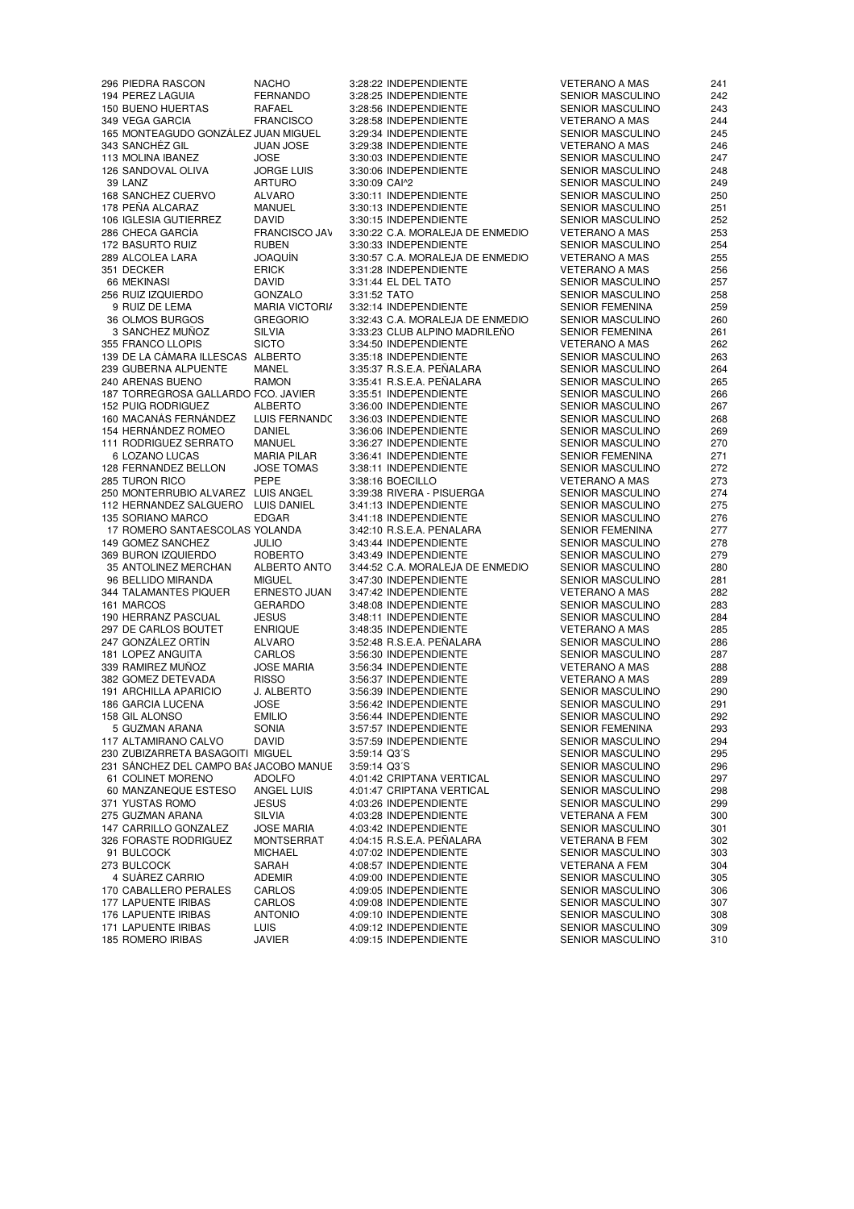| | | | | | | |
|---|---|---|---|---|---|---|
| 296 | PIEDRA RASCON | NACHO | 3:28:22 | INDEPENDIENTE | VETERANO A MAS | 241 |
| 194 | PEREZ LAGUIA | FERNANDO | 3:28:25 | INDEPENDIENTE | SENIOR MASCULINO | 242 |
| 150 | BUENO HUERTAS | RAFAEL | 3:28:56 | INDEPENDIENTE | SENIOR MASCULINO | 243 |
| 349 | VEGA GARCIA | FRANCISCO | 3:28:58 | INDEPENDIENTE | VETERANO A MAS | 244 |
| 165 | MONTEAGUDO GONZÁLEZ | JUAN MIGUEL | 3:29:34 | INDEPENDIENTE | SENIOR MASCULINO | 245 |
| 343 | SANCHÉZ GIL | JUAN JOSE | 3:29:38 | INDEPENDIENTE | VETERANO A MAS | 246 |
| 113 | MOLINA IBANEZ | JOSE | 3:30:03 | INDEPENDIENTE | SENIOR MASCULINO | 247 |
| 126 | SANDOVAL OLIVA | JORGE LUIS | 3:30:06 | INDEPENDIENTE | SENIOR MASCULINO | 248 |
| 39 | LANZ | ARTURO | 3:30:09 | CAI^2 | SENIOR MASCULINO | 249 |
| 168 | SANCHEZ CUERVO | ALVARO | 3:30:11 | INDEPENDIENTE | SENIOR MASCULINO | 250 |
| 178 | PEÑA ALCARAZ | MANUEL | 3:30:13 | INDEPENDIENTE | SENIOR MASCULINO | 251 |
| 106 | IGLESIA GUTIERREZ | DAVID | 3:30:15 | INDEPENDIENTE | SENIOR MASCULINO | 252 |
| 286 | CHECA GARCÍA | FRANCISCO JAV | 3:30:22 | C.A. MORALEJA DE ENMEDIO | VETERANO A MAS | 253 |
| 172 | BASURTO RUIZ | RUBEN | 3:30:33 | INDEPENDIENTE | SENIOR MASCULINO | 254 |
| 289 | ALCOLEA LARA | JOAQUÍN | 3:30:57 | C.A. MORALEJA DE ENMEDIO | VETERANO A MAS | 255 |
| 351 | DECKER | ERICK | 3:31:28 | INDEPENDIENTE | VETERANO A MAS | 256 |
| 66 | MEKINASI | DAVID | 3:31:44 | EL DEL TATO | SENIOR MASCULINO | 257 |
| 256 | RUIZ IZQUIERDO | GONZALO | 3:31:52 | TATO | SENIOR MASCULINO | 258 |
| 9 | RUIZ DE LEMA | MARIA VICTORIA | 3:32:14 | INDEPENDIENTE | SENIOR FEMENINA | 259 |
| 36 | OLMOS BURGOS | GREGORIO | 3:32:43 | C.A. MORALEJA DE ENMEDIO | SENIOR MASCULINO | 260 |
| 3 | SANCHEZ MUÑOZ | SILVIA | 3:33:23 | CLUB ALPINO MADRILEÑO | SENIOR FEMENINA | 261 |
| 355 | FRANCO LLOPIS | SICTO | 3:34:50 | INDEPENDIENTE | VETERANO A MAS | 262 |
| 139 | DE LA CÁMARA ILLESCAS | ALBERTO | 3:35:18 | INDEPENDIENTE | SENIOR MASCULINO | 263 |
| 239 | GUBERNA ALPUENTE | MANEL | 3:35:37 | R.S.E.A. PEÑALARA | SENIOR MASCULINO | 264 |
| 240 | ARENAS BUENO | RAMON | 3:35:41 | R.S.E.A. PEÑALARA | SENIOR MASCULINO | 265 |
| 187 | TORREGROSA GALLARDO | FCO. JAVIER | 3:35:51 | INDEPENDIENTE | SENIOR MASCULINO | 266 |
| 152 | PUIG RODRIGUEZ | ALBERTO | 3:36:00 | INDEPENDIENTE | SENIOR MASCULINO | 267 |
| 160 | MACANÁS FERNÁNDEZ | LUIS FERNANDO | 3:36:03 | INDEPENDIENTE | SENIOR MASCULINO | 268 |
| 154 | HERNÁNDEZ ROMEO | DANIEL | 3:36:06 | INDEPENDIENTE | SENIOR MASCULINO | 269 |
| 111 | RODRIGUEZ SERRATO | MANUEL | 3:36:27 | INDEPENDIENTE | SENIOR MASCULINO | 270 |
| 6 | LOZANO LUCAS | MARIA PILAR | 3:36:41 | INDEPENDIENTE | SENIOR FEMENINA | 271 |
| 128 | FERNANDEZ BELLON | JOSE TOMAS | 3:38:11 | INDEPENDIENTE | SENIOR MASCULINO | 272 |
| 285 | TURON RICO | PEPE | 3:38:16 | BOECILLO | VETERANO A MAS | 273 |
| 250 | MONTERRUBIO ALVAREZ | LUIS ANGEL | 3:39:38 | RIVERA - PISUERGA | SENIOR MASCULINO | 274 |
| 112 | HERNANDEZ SALGUERO | LUIS DANIEL | 3:41:13 | INDEPENDIENTE | SENIOR MASCULINO | 275 |
| 135 | SORIANO MARCO | EDGAR | 3:41:18 | INDEPENDIENTE | SENIOR MASCULINO | 276 |
| 17 | ROMERO SANTAESCOLAS | YOLANDA | 3:42:10 | R.S.E.A. PENALARA | SENIOR FEMENINA | 277 |
| 149 | GOMEZ SANCHEZ | JULIO | 3:43:44 | INDEPENDIENTE | SENIOR MASCULINO | 278 |
| 369 | BURON IZQUIERDO | ROBERTO | 3:43:49 | INDEPENDIENTE | SENIOR MASCULINO | 279 |
| 35 | ANTOLINEZ MERCHAN | ALBERTO ANTO | 3:44:52 | C.A. MORALEJA DE ENMEDIO | SENIOR MASCULINO | 280 |
| 96 | BELLIDO MIRANDA | MIGUEL | 3:47:30 | INDEPENDIENTE | SENIOR MASCULINO | 281 |
| 344 | TALAMANTES PIQUER | ERNESTO JUAN | 3:47:42 | INDEPENDIENTE | VETERANO A MAS | 282 |
| 161 | MARCOS | GERARDO | 3:48:08 | INDEPENDIENTE | SENIOR MASCULINO | 283 |
| 190 | HERRANZ PASCUAL | JESUS | 3:48:11 | INDEPENDIENTE | SENIOR MASCULINO | 284 |
| 297 | DE CARLOS BOUTET | ENRIQUE | 3:48:35 | INDEPENDIENTE | VETERANO A MAS | 285 |
| 247 | GONZÁLEZ ORTÍN | ALVARO | 3:52:48 | R.S.E.A. PEÑALARA | SENIOR MASCULINO | 286 |
| 181 | LOPEZ ANGUITA | CARLOS | 3:56:30 | INDEPENDIENTE | SENIOR MASCULINO | 287 |
| 339 | RAMIREZ MUÑOZ | JOSE MARIA | 3:56:34 | INDEPENDIENTE | VETERANO A MAS | 288 |
| 382 | GOMEZ DETEVADA | RISSO | 3:56:37 | INDEPENDIENTE | VETERANO A MAS | 289 |
| 191 | ARCHILLA APARICIO | J. ALBERTO | 3:56:39 | INDEPENDIENTE | SENIOR MASCULINO | 290 |
| 186 | GARCIA LUCENA | JOSE | 3:56:42 | INDEPENDIENTE | SENIOR MASCULINO | 291 |
| 158 | GIL ALONSO | EMILIO | 3:56:44 | INDEPENDIENTE | SENIOR MASCULINO | 292 |
| 5 | GUZMAN ARANA | SONIA | 3:57:57 | INDEPENDIENTE | SENIOR FEMENINA | 293 |
| 117 | ALTAMIRANO CALVO | DAVID | 3:57:59 | INDEPENDIENTE | SENIOR MASCULINO | 294 |
| 230 | ZUBIZARRETA BASAGOITI | MIGUEL | 3:59:14 | Q3´S | SENIOR MASCULINO | 295 |
| 231 | SÁNCHEZ DEL CAMPO BAS | JACOBO MANUE | 3:59:14 | Q3´S | SENIOR MASCULINO | 296 |
| 61 | COLINET MORENO | ADOLFO | 4:01:42 | CRIPTANA VERTICAL | SENIOR MASCULINO | 297 |
| 60 | MANZANEQUE ESTESO | ANGEL LUIS | 4:01:47 | CRIPTANA VERTICAL | SENIOR MASCULINO | 298 |
| 371 | YUSTAS ROMO | JESUS | 4:03:26 | INDEPENDIENTE | SENIOR MASCULINO | 299 |
| 275 | GUZMAN ARANA | SILVIA | 4:03:28 | INDEPENDIENTE | VETERANA A FEM | 300 |
| 147 | CARRILLO GONZALEZ | JOSE MARIA | 4:03:42 | INDEPENDIENTE | SENIOR MASCULINO | 301 |
| 326 | FORASTE RODRIGUEZ | MONTSERRAT | 4:04:15 | R.S.E.A. PEÑALARA | VETERANA B FEM | 302 |
| 91 | BULCOCK | MICHAEL | 4:07:02 | INDEPENDIENTE | SENIOR MASCULINO | 303 |
| 273 | BULCOCK | SARAH | 4:08:57 | INDEPENDIENTE | VETERANA A FEM | 304 |
| 4 | SUÁREZ CARRIO | ADEMIR | 4:09:00 | INDEPENDIENTE | SENIOR MASCULINO | 305 |
| 170 | CABALLERO PERALES | CARLOS | 4:09:05 | INDEPENDIENTE | SENIOR MASCULINO | 306 |
| 177 | LAPUENTE IRIBAS | CARLOS | 4:09:08 | INDEPENDIENTE | SENIOR MASCULINO | 307 |
| 176 | LAPUENTE IRIBAS | ANTONIO | 4:09:10 | INDEPENDIENTE | SENIOR MASCULINO | 308 |
| 171 | LAPUENTE IRIBAS | LUIS | 4:09:12 | INDEPENDIENTE | SENIOR MASCULINO | 309 |
| 185 | ROMERO IRIBAS | JAVIER | 4:09:15 | INDEPENDIENTE | SENIOR MASCULINO | 310 |